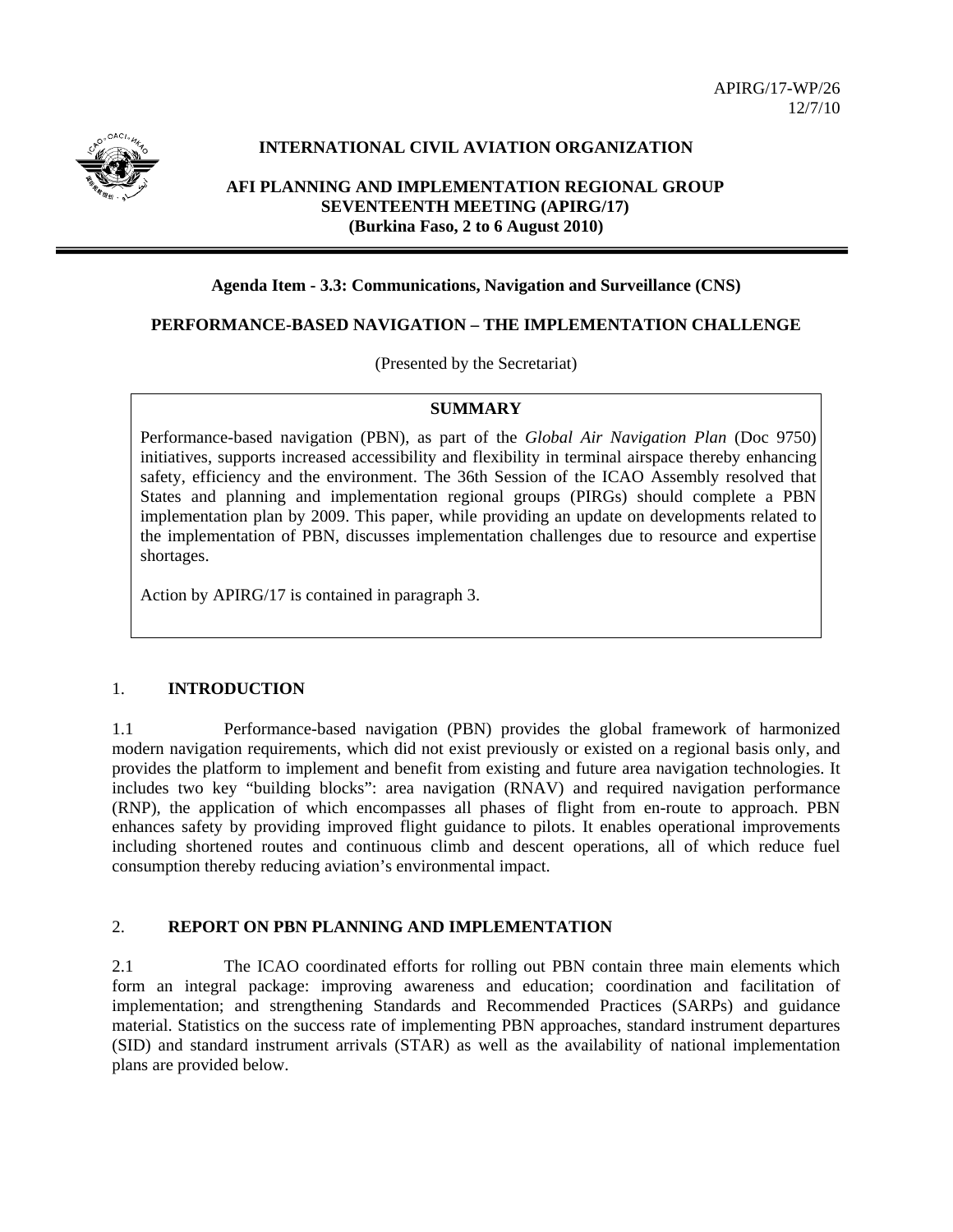APIRG/17-WP/26
12/7/10

**INTERNATIONAL CIVIL AVIATION ORGANIZATION**

**AFI PLANNING AND IMPLEMENTATION REGIONAL GROUP SEVENTEENTH MEETING (APIRG/17) (Burkina Faso, 2 to 6 August 2010)**

**Agenda Item - 3.3: Communications, Navigation and Surveillance (CNS)**

**PERFORMANCE-BASED NAVIGATION – THE IMPLEMENTATION CHALLENGE**

(Presented by the Secretariat)

**SUMMARY**

Performance-based navigation (PBN), as part of the *Global Air Navigation Plan* (Doc 9750) initiatives, supports increased accessibility and flexibility in terminal airspace thereby enhancing safety, efficiency and the environment. The 36th Session of the ICAO Assembly resolved that States and planning and implementation regional groups (PIRGs) should complete a PBN implementation plan by 2009. This paper, while providing an update on developments related to the implementation of PBN, discusses implementation challenges due to resource and expertise shortages.

Action by APIRG/17 is contained in paragraph 3.

## 1. INTRODUCTION

1.1 Performance-based navigation (PBN) provides the global framework of harmonized modern navigation requirements, which did not exist previously or existed on a regional basis only, and provides the platform to implement and benefit from existing and future area navigation technologies. It includes two key "building blocks": area navigation (RNAV) and required navigation performance (RNP), the application of which encompasses all phases of flight from en-route to approach. PBN enhances safety by providing improved flight guidance to pilots. It enables operational improvements including shortened routes and continuous climb and descent operations, all of which reduce fuel consumption thereby reducing aviation's environmental impact.

## 2. REPORT ON PBN PLANNING AND IMPLEMENTATION

2.1 The ICAO coordinated efforts for rolling out PBN contain three main elements which form an integral package: improving awareness and education; coordination and facilitation of implementation; and strengthening Standards and Recommended Practices (SARPs) and guidance material. Statistics on the success rate of implementing PBN approaches, standard instrument departures (SID) and standard instrument arrivals (STAR) as well as the availability of national implementation plans are provided below.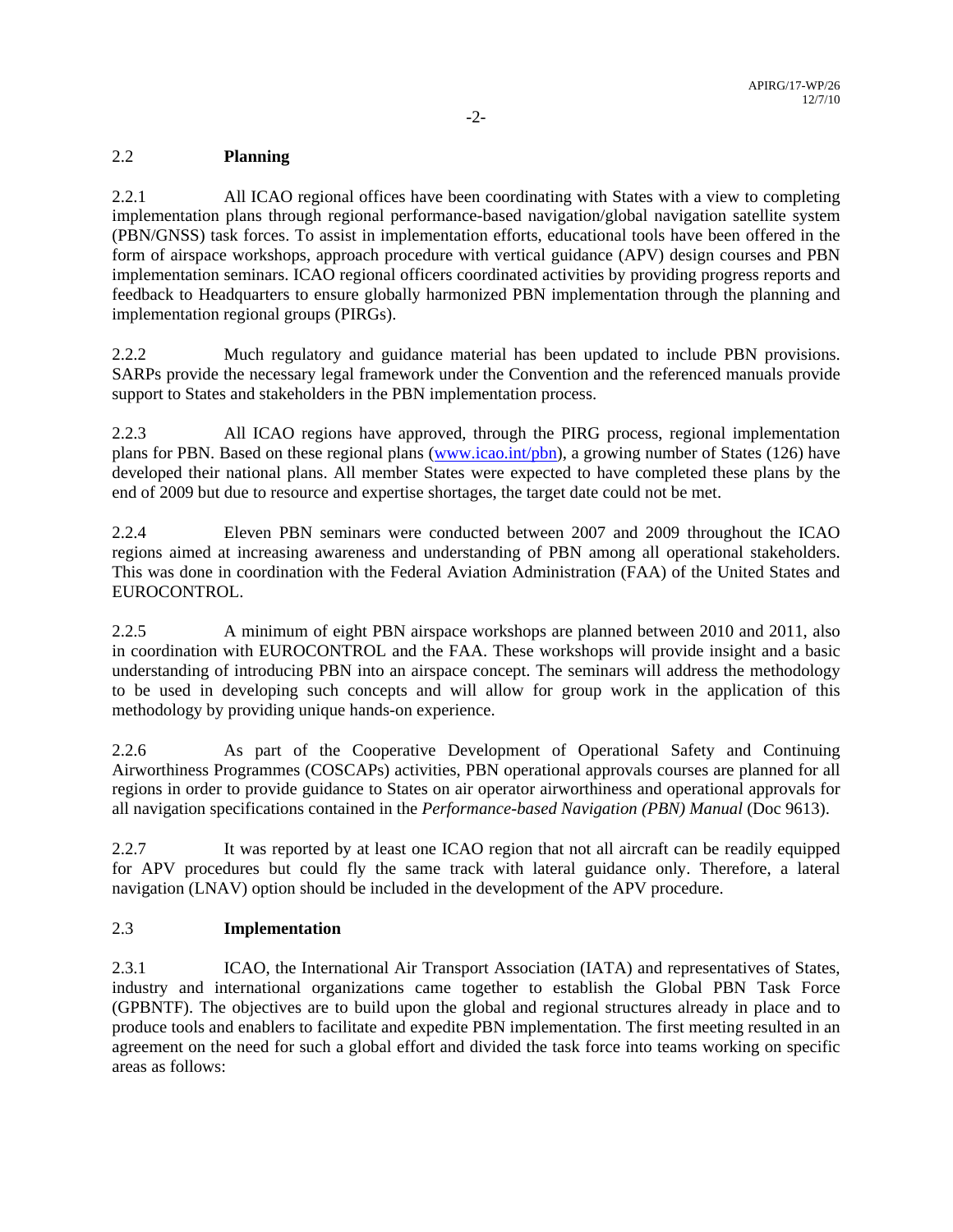## 2.2 **Planning**

2.2.1 All ICAO regional offices have been coordinating with States with a view to completing implementation plans through regional performance-based navigation/global navigation satellite system (PBN/GNSS) task forces. To assist in implementation efforts, educational tools have been offered in the form of airspace workshops, approach procedure with vertical guidance (APV) design courses and PBN implementation seminars. ICAO regional officers coordinated activities by providing progress reports and feedback to Headquarters to ensure globally harmonized PBN implementation through the planning and implementation regional groups (PIRGs).

2.2.2 Much regulatory and guidance material has been updated to include PBN provisions. SARPs provide the necessary legal framework under the Convention and the referenced manuals provide support to States and stakeholders in the PBN implementation process.

2.2.3 All ICAO regions have approved, through the PIRG process, regional implementation plans for PBN. Based on these regional plans (www.icao.int/pbn), a growing number of States (126) have developed their national plans. All member States were expected to have completed these plans by the end of 2009 but due to resource and expertise shortages, the target date could not be met.

2.2.4 Eleven PBN seminars were conducted between 2007 and 2009 throughout the ICAO regions aimed at increasing awareness and understanding of PBN among all operational stakeholders. This was done in coordination with the Federal Aviation Administration (FAA) of the United States and EUROCONTROL.

2.2.5 A minimum of eight PBN airspace workshops are planned between 2010 and 2011, also in coordination with EUROCONTROL and the FAA. These workshops will provide insight and a basic understanding of introducing PBN into an airspace concept. The seminars will address the methodology to be used in developing such concepts and will allow for group work in the application of this methodology by providing unique hands-on experience.

2.2.6 As part of the Cooperative Development of Operational Safety and Continuing Airworthiness Programmes (COSCAPs) activities, PBN operational approvals courses are planned for all regions in order to provide guidance to States on air operator airworthiness and operational approvals for all navigation specifications contained in the *Performance-based Navigation (PBN) Manual* (Doc 9613).

2.2.7 It was reported by at least one ICAO region that not all aircraft can be readily equipped for APV procedures but could fly the same track with lateral guidance only. Therefore, a lateral navigation (LNAV) option should be included in the development of the APV procedure.

## 2.3 **Implementation**

2.3.1 ICAO, the International Air Transport Association (IATA) and representatives of States, industry and international organizations came together to establish the Global PBN Task Force (GPBNTF). The objectives are to build upon the global and regional structures already in place and to produce tools and enablers to facilitate and expedite PBN implementation. The first meeting resulted in an agreement on the need for such a global effort and divided the task force into teams working on specific areas as follows: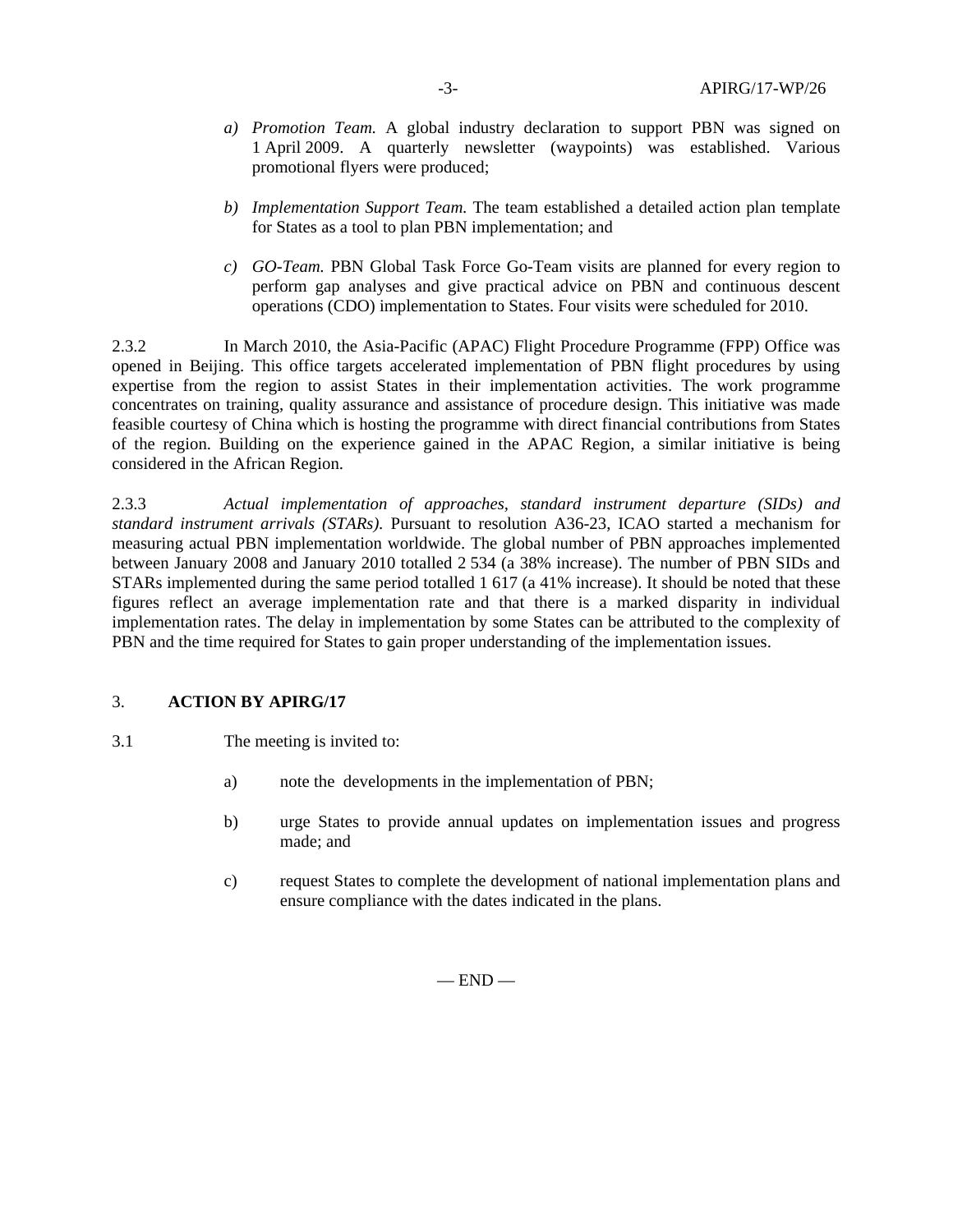a) *Promotion Team.* A global industry declaration to support PBN was signed on 1 April 2009. A quarterly newsletter (waypoints) was established. Various promotional flyers were produced;

b) *Implementation Support Team.* The team established a detailed action plan template for States as a tool to plan PBN implementation; and

c) *GO-Team.* PBN Global Task Force Go-Team visits are planned for every region to perform gap analyses and give practical advice on PBN and continuous descent operations (CDO) implementation to States. Four visits were scheduled for 2010.

2.3.2 In March 2010, the Asia-Pacific (APAC) Flight Procedure Programme (FPP) Office was opened in Beijing. This office targets accelerated implementation of PBN flight procedures by using expertise from the region to assist States in their implementation activities. The work programme concentrates on training, quality assurance and assistance of procedure design. This initiative was made feasible courtesy of China which is hosting the programme with direct financial contributions from States of the region. Building on the experience gained in the APAC Region, a similar initiative is being considered in the African Region.

2.3.3 *Actual implementation of approaches, standard instrument departure (SIDs) and standard instrument arrivals (STARs).* Pursuant to resolution A36-23, ICAO started a mechanism for measuring actual PBN implementation worldwide. The global number of PBN approaches implemented between January 2008 and January 2010 totalled 2 534 (a 38% increase). The number of PBN SIDs and STARs implemented during the same period totalled 1 617 (a 41% increase). It should be noted that these figures reflect an average implementation rate and that there is a marked disparity in individual implementation rates. The delay in implementation by some States can be attributed to the complexity of PBN and the time required for States to gain proper understanding of the implementation issues.

## 3. ACTION BY APIRG/17

3.1 The meeting is invited to:

a) note the developments in the implementation of PBN;

b) urge States to provide annual updates on implementation issues and progress made; and

c) request States to complete the development of national implementation plans and ensure compliance with the dates indicated in the plans.

— END —